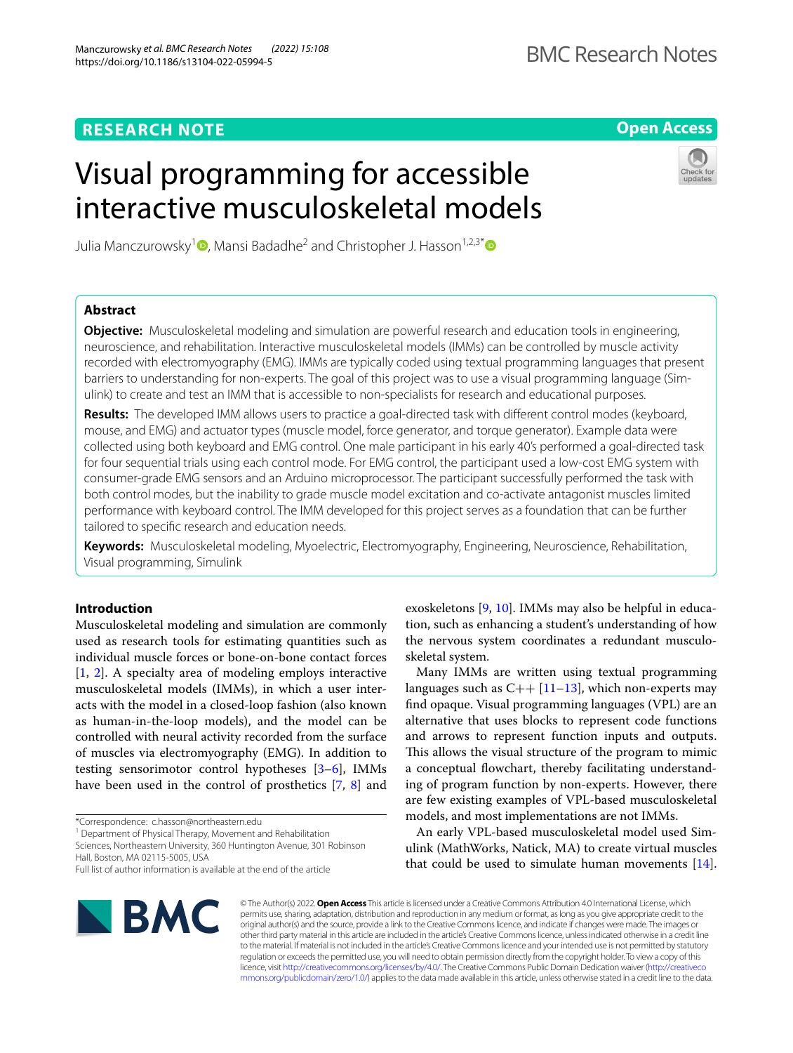RESEARCH NOTE

Open Access

# Visual programming for accessible interactive musculoskeletal models

Julia Manczurowsky[1], Mansi Badadhe[2] and Christopher J. Hasson[1,2,3*]

## Abstract

**Objective:** Musculoskeletal modeling and simulation are powerful research and education tools in engineering, neuroscience, and rehabilitation. Interactive musculoskeletal models (IMMs) can be controlled by muscle activity recorded with electromyography (EMG). IMMs are typically coded using textual programming languages that present barriers to understanding for non-experts. The goal of this project was to use a visual programming language (Simulink) to create and test an IMM that is accessible to non-specialists for research and educational purposes.

**Results:** The developed IMM allows users to practice a goal-directed task with different control modes (keyboard, mouse, and EMG) and actuator types (muscle model, force generator, and torque generator). Example data were collected using both keyboard and EMG control. One male participant in his early 40's performed a goal-directed task for four sequential trials using each control mode. For EMG control, the participant used a low-cost EMG system with consumer-grade EMG sensors and an Arduino microprocessor. The participant successfully performed the task with both control modes, but the inability to grade muscle model excitation and co-activate antagonist muscles limited performance with keyboard control. The IMM developed for this project serves as a foundation that can be further tailored to specific research and education needs.

**Keywords:** Musculoskeletal modeling, Myoelectric, Electromyography, Engineering, Neuroscience, Rehabilitation, Visual programming, Simulink

## Introduction

Musculoskeletal modeling and simulation are commonly used as research tools for estimating quantities such as individual muscle forces or bone-on-bone contact forces [1, 2]. A specialty area of modeling employs interactive musculoskeletal models (IMMs), in which a user interacts with the model in a closed-loop fashion (also known as human-in-the-loop models), and the model can be controlled with neural activity recorded from the surface of muscles via electromyography (EMG). In addition to testing sensorimotor control hypotheses [3–6], IMMs have been used in the control of prosthetics [7, 8] and exoskeletons [9, 10]. IMMs may also be helpful in education, such as enhancing a student's understanding of how the nervous system coordinates a redundant musculoskeletal system.

Many IMMs are written using textual programming languages such as C++ [11–13], which non-experts may find opaque. Visual programming languages (VPL) are an alternative that uses blocks to represent code functions and arrows to represent function inputs and outputs. This allows the visual structure of the program to mimic a conceptual flowchart, thereby facilitating understanding of program function by non-experts. However, there are few existing examples of VPL-based musculoskeletal models, and most implementations are not IMMs.

An early VPL-based musculoskeletal model used Simulink (MathWorks, Natick, MA) to create virtual muscles that could be used to simulate human movements [14].

*Correspondence: c.hasson@northeastern.edu

[1] Department of Physical Therapy, Movement and Rehabilitation Sciences, Northeastern University, 360 Huntington Avenue, 301 Robinson Hall, Boston, MA 02115-5005, USA

Full list of author information is available at the end of the article

© The Author(s) 2022. **Open Access** This article is licensed under a Creative Commons Attribution 4.0 International License, which permits use, sharing, adaptation, distribution and reproduction in any medium or format, as long as you give appropriate credit to the original author(s) and the source, provide a link to the Creative Commons licence, and indicate if changes were made. The images or other third party material in this article are included in the article's Creative Commons licence, unless indicated otherwise in a credit line to the material. If material is not included in the article's Creative Commons licence and your intended use is not permitted by statutory regulation or exceeds the permitted use, you will need to obtain permission directly from the copyright holder. To view a copy of this licence, visit http://creativecommons.org/licenses/by/4.0/. The Creative Commons Public Domain Dedication waiver (http://creativecommons.org/publicdomain/zero/1.0/) applies to the data made available in this article, unless otherwise stated in a credit line to the data.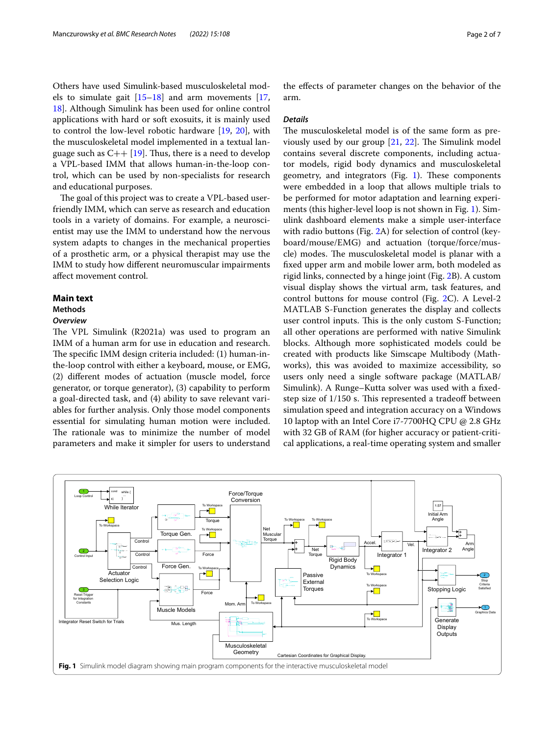Others have used Simulink-based musculoskeletal models to simulate gait [15–18] and arm movements [17, 18]. Although Simulink has been used for online control applications with hard or soft exosuits, it is mainly used to control the low-level robotic hardware [19, 20], with the musculoskeletal model implemented in a textual language such as C++ [19]. Thus, there is a need to develop a VPL-based IMM that allows human-in-the-loop control, which can be used by non-specialists for research and educational purposes.

The goal of this project was to create a VPL-based user-friendly IMM, which can serve as research and education tools in a variety of domains. For example, a neuroscientist may use the IMM to understand how the nervous system adapts to changes in the mechanical properties of a prosthetic arm, or a physical therapist may use the IMM to study how different neuromuscular impairments affect movement control.

## Main text

### Methods

#### *Overview*

The VPL Simulink (R2021a) was used to program an IMM of a human arm for use in education and research. The specific IMM design criteria included: (1) human-in-the-loop control with either a keyboard, mouse, or EMG, (2) different modes of actuation (muscle model, force generator, or torque generator), (3) capability to perform a goal-directed task, and (4) ability to save relevant variables for further analysis. Only those model components essential for simulating human motion were included. The rationale was to minimize the number of model parameters and make it simpler for users to understand the effects of parameter changes on the behavior of the arm.

#### *Details*

The musculoskeletal model is of the same form as previously used by our group [21, 22]. The Simulink model contains several discrete components, including actuator models, rigid body dynamics and musculoskeletal geometry, and integrators (Fig. 1). These components were embedded in a loop that allows multiple trials to be performed for motor adaptation and learning experiments (this higher-level loop is not shown in Fig. 1). Simulink dashboard elements make a simple user-interface with radio buttons (Fig. 2A) for selection of control (keyboard/mouse/EMG) and actuation (torque/force/muscle) modes. The musculoskeletal model is planar with a fixed upper arm and mobile lower arm, both modeled as rigid links, connected by a hinge joint (Fig. 2B). A custom visual display shows the virtual arm, task features, and control buttons for mouse control (Fig. 2C). A Level-2 MATLAB S-Function generates the display and collects user control inputs. This is the only custom S-Function; all other operations are performed with native Simulink blocks. Although more sophisticated models could be created with products like Simscape Multibody (Mathworks), this was avoided to maximize accessibility, so users only need a single software package (MATLAB/Simulink). A Runge–Kutta solver was used with a fixed-step size of 1/150 s. This represented a tradeoff between simulation speed and integration accuracy on a Windows 10 laptop with an Intel Core i7-7700HQ CPU @ 2.8 GHz with 32 GB of RAM (for higher accuracy or patient-critical applications, a real-time operating system and smaller

**Fig. 1** Simulink model diagram showing main program components for the interactive musculoskeletal model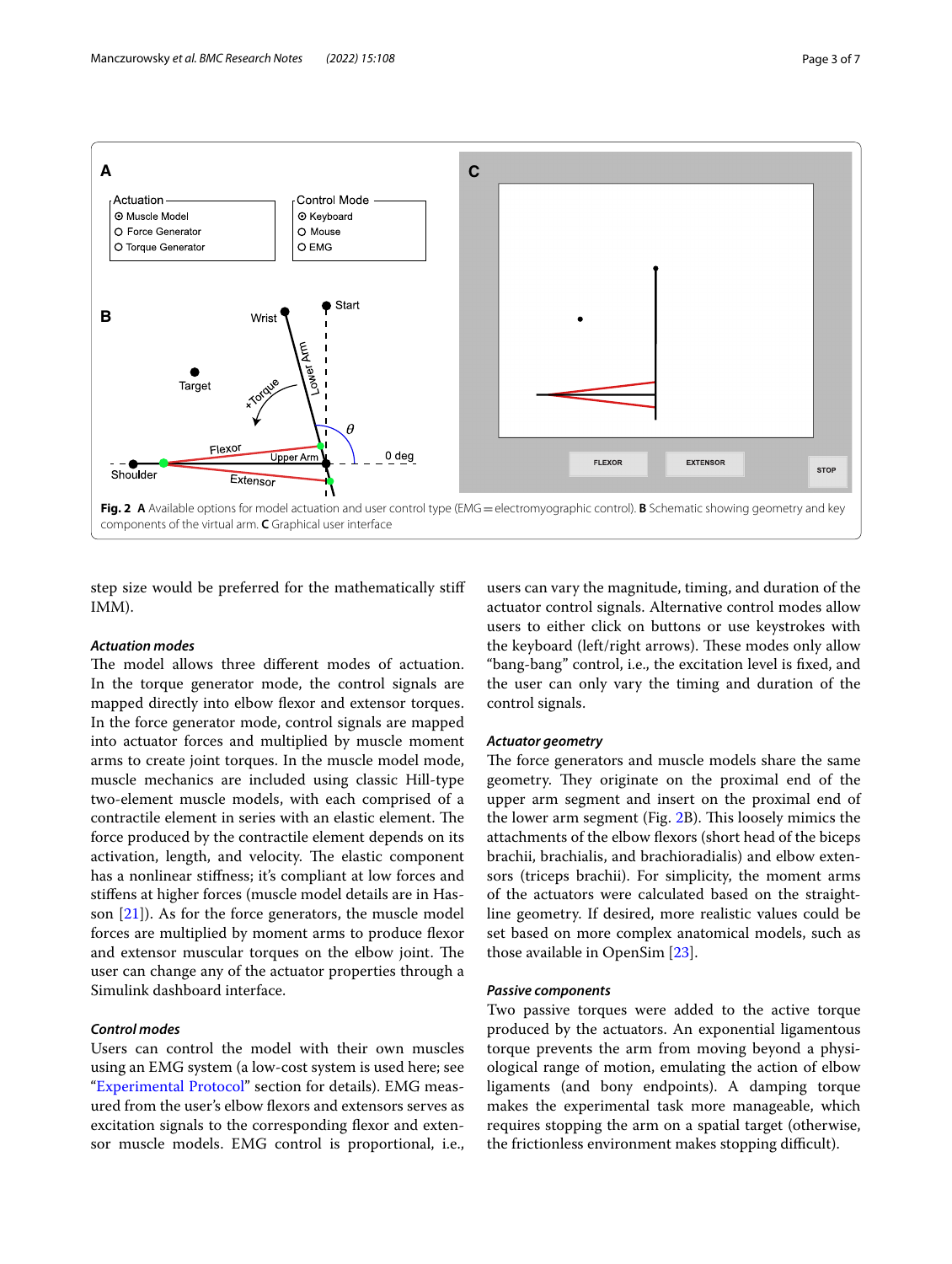**Fig. 2** **A** Available options for model actuation and user control type (EMG = electromyographic control). **B** Schematic showing geometry and key components of the virtual arm. **C** Graphical user interface

step size would be preferred for the mathematically stiff IMM).

*Actuation modes*

The model allows three different modes of actuation. In the torque generator mode, the control signals are mapped directly into elbow flexor and extensor torques. In the force generator mode, control signals are mapped into actuator forces and multiplied by muscle moment arms to create joint torques. In the muscle model mode, muscle mechanics are included using classic Hill-type two-element muscle models, with each comprised of a contractile element in series with an elastic element. The force produced by the contractile element depends on its activation, length, and velocity. The elastic component has a nonlinear stiffness; it's compliant at low forces and stiffens at higher forces (muscle model details are in Hasson [21]). As for the force generators, the muscle model forces are multiplied by moment arms to produce flexor and extensor muscular torques on the elbow joint. The user can change any of the actuator properties through a Simulink dashboard interface.

*Control modes*

Users can control the model with their own muscles using an EMG system (a low-cost system is used here; see "Experimental Protocol" section for details). EMG measured from the user's elbow flexors and extensors serves as excitation signals to the corresponding flexor and extensor muscle models. EMG control is proportional, i.e., users can vary the magnitude, timing, and duration of the actuator control signals. Alternative control modes allow users to either click on buttons or use keystrokes with the keyboard (left/right arrows). These modes only allow "bang-bang" control, i.e., the excitation level is fixed, and the user can only vary the timing and duration of the control signals.

*Actuator geometry*

The force generators and muscle models share the same geometry. They originate on the proximal end of the upper arm segment and insert on the proximal end of the lower arm segment (Fig. 2B). This loosely mimics the attachments of the elbow flexors (short head of the biceps brachii, brachialis, and brachioradialis) and elbow extensors (triceps brachii). For simplicity, the moment arms of the actuators were calculated based on the straight-line geometry. If desired, more realistic values could be set based on more complex anatomical models, such as those available in OpenSim [23].

*Passive components*

Two passive torques were added to the active torque produced by the actuators. An exponential ligamentous torque prevents the arm from moving beyond a physiological range of motion, emulating the action of elbow ligaments (and bony endpoints). A damping torque makes the experimental task more manageable, which requires stopping the arm on a spatial target (otherwise, the frictionless environment makes stopping difficult).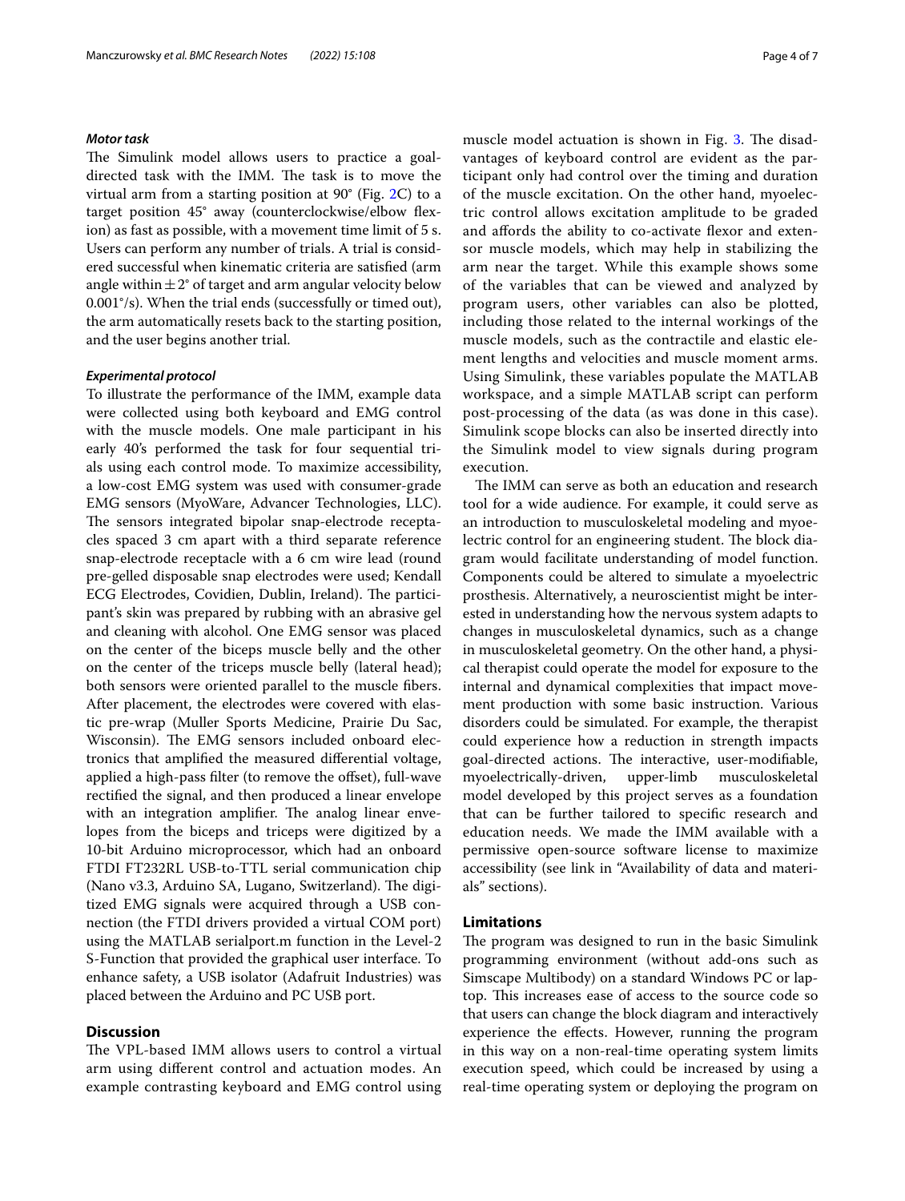### *Motor task*

The Simulink model allows users to practice a goal-directed task with the IMM. The task is to move the virtual arm from a starting position at 90° (Fig. 2C) to a target position 45° away (counterclockwise/elbow flexion) as fast as possible, with a movement time limit of 5 s. Users can perform any number of trials. A trial is considered successful when kinematic criteria are satisfied (arm angle within ± 2° of target and arm angular velocity below 0.001°/s). When the trial ends (successfully or timed out), the arm automatically resets back to the starting position, and the user begins another trial.

### *Experimental protocol*

To illustrate the performance of the IMM, example data were collected using both keyboard and EMG control with the muscle models. One male participant in his early 40's performed the task for four sequential trials using each control mode. To maximize accessibility, a low-cost EMG system was used with consumer-grade EMG sensors (MyoWare, Advancer Technologies, LLC). The sensors integrated bipolar snap-electrode receptacles spaced 3 cm apart with a third separate reference snap-electrode receptacle with a 6 cm wire lead (round pre-gelled disposable snap electrodes were used; Kendall ECG Electrodes, Covidien, Dublin, Ireland). The participant's skin was prepared by rubbing with an abrasive gel and cleaning with alcohol. One EMG sensor was placed on the center of the biceps muscle belly and the other on the center of the triceps muscle belly (lateral head); both sensors were oriented parallel to the muscle fibers. After placement, the electrodes were covered with elastic pre-wrap (Muller Sports Medicine, Prairie Du Sac, Wisconsin). The EMG sensors included onboard electronics that amplified the measured differential voltage, applied a high-pass filter (to remove the offset), full-wave rectified the signal, and then produced a linear envelope with an integration amplifier. The analog linear envelopes from the biceps and triceps were digitized by a 10-bit Arduino microprocessor, which had an onboard FTDI FT232RL USB-to-TTL serial communication chip (Nano v3.3, Arduino SA, Lugano, Switzerland). The digitized EMG signals were acquired through a USB connection (the FTDI drivers provided a virtual COM port) using the MATLAB serialport.m function in the Level-2 S-Function that provided the graphical user interface. To enhance safety, a USB isolator (Adafruit Industries) was placed between the Arduino and PC USB port.

## Discussion

The VPL-based IMM allows users to control a virtual arm using different control and actuation modes. An example contrasting keyboard and EMG control using muscle model actuation is shown in Fig. 3. The disadvantages of keyboard control are evident as the participant only had control over the timing and duration of the muscle excitation. On the other hand, myoelectric control allows excitation amplitude to be graded and affords the ability to co-activate flexor and extensor muscle models, which may help in stabilizing the arm near the target. While this example shows some of the variables that can be viewed and analyzed by program users, other variables can also be plotted, including those related to the internal workings of the muscle models, such as the contractile and elastic element lengths and velocities and muscle moment arms. Using Simulink, these variables populate the MATLAB workspace, and a simple MATLAB script can perform post-processing of the data (as was done in this case). Simulink scope blocks can also be inserted directly into the Simulink model to view signals during program execution.

The IMM can serve as both an education and research tool for a wide audience. For example, it could serve as an introduction to musculoskeletal modeling and myoelectric control for an engineering student. The block diagram would facilitate understanding of model function. Components could be altered to simulate a myoelectric prosthesis. Alternatively, a neuroscientist might be interested in understanding how the nervous system adapts to changes in musculoskeletal dynamics, such as a change in musculoskeletal geometry. On the other hand, a physical therapist could operate the model for exposure to the internal and dynamical complexities that impact movement production with some basic instruction. Various disorders could be simulated. For example, the therapist could experience how a reduction in strength impacts goal-directed actions. The interactive, user-modifiable, myoelectrically-driven, upper-limb musculoskeletal model developed by this project serves as a foundation that can be further tailored to specific research and education needs. We made the IMM available with a permissive open-source software license to maximize accessibility (see link in "Availability of data and materials" sections).

## Limitations

The program was designed to run in the basic Simulink programming environment (without add-ons such as Simscape Multibody) on a standard Windows PC or laptop. This increases ease of access to the source code so that users can change the block diagram and interactively experience the effects. However, running the program in this way on a non-real-time operating system limits execution speed, which could be increased by using a real-time operating system or deploying the program on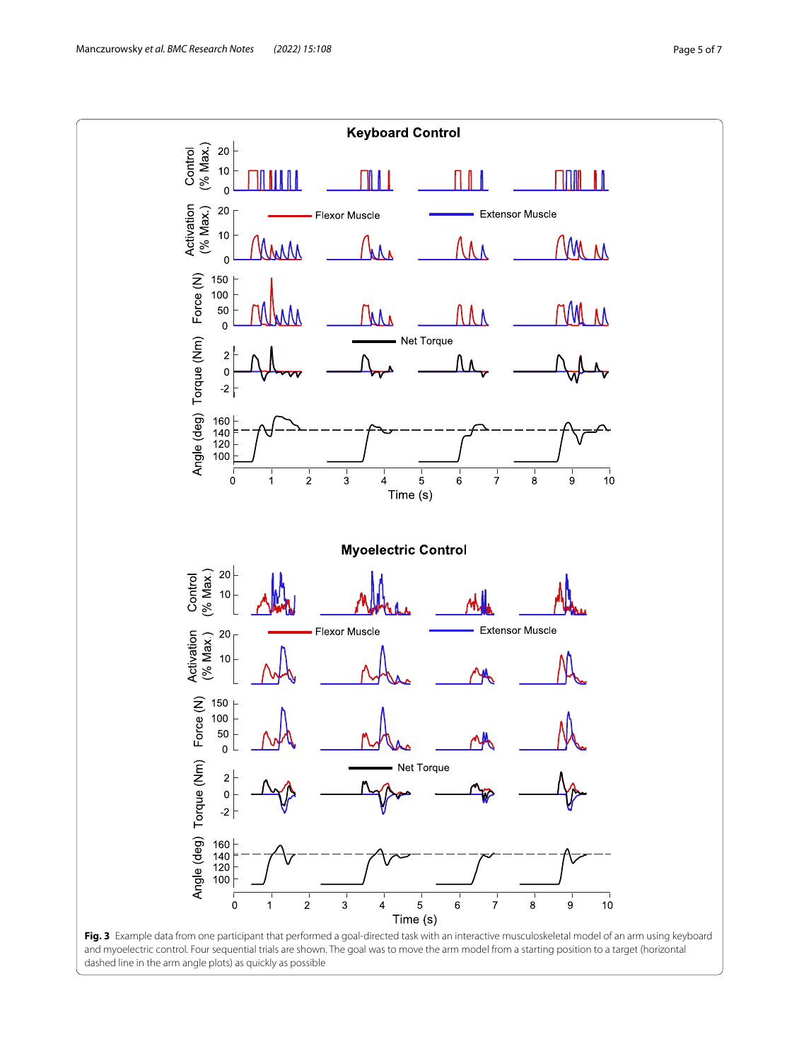**Fig. 3** Example data from one participant that performed a goal-directed task with an interactive musculoskeletal model of an arm using keyboard and myoelectric control. Four sequential trials are shown. The goal was to move the arm model from a starting position to a target (horizontal dashed line in the arm angle plots) as quickly as possible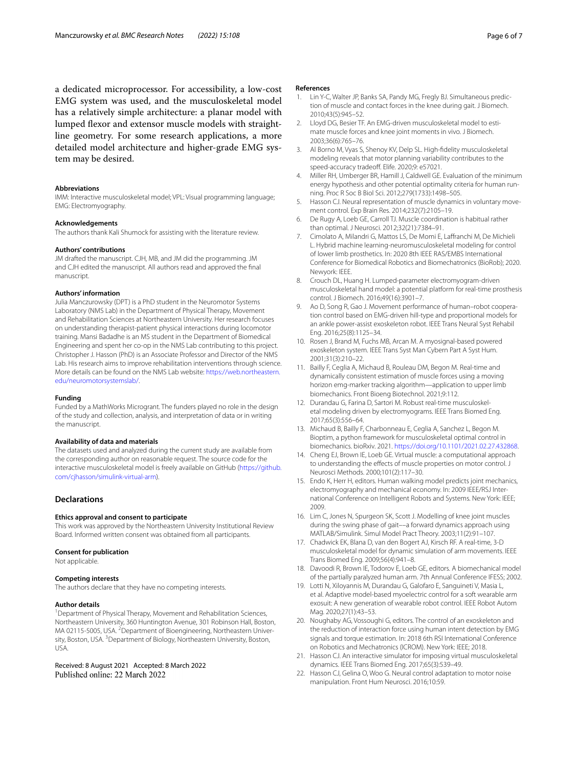a dedicated microprocessor. For accessibility, a low-cost EMG system was used, and the musculoskeletal model has a relatively simple architecture: a planar model with lumped flexor and extensor muscle models with straight-line geometry. For some research applications, a more detailed model architecture and higher-grade EMG system may be desired.

#### Abbreviations
IMM: Interactive musculoskeletal model; VPL: Visual programming language; EMG: Electromyography.

#### Acknowledgements
The authors thank Kali Shumock for assisting with the literature review.

#### Authors' contributions
JM drafted the manuscript. CJH, MB, and JM did the programming. JM and CJH edited the manuscript. All authors read and approved the final manuscript.

#### Authors' information
Julia Manczurowsky (DPT) is a PhD student in the Neuromotor Systems Laboratory (NMS Lab) in the Department of Physical Therapy, Movement and Rehabilitation Sciences at Northeastern University. Her research focuses on understanding therapist-patient physical interactions during locomotor training. Mansi Badadhe is an MS student in the Department of Biomedical Engineering and spent her co-op in the NMS Lab contributing to this project. Christopher J. Hasson (PhD) is an Associate Professor and Director of the NMS Lab. His research aims to improve rehabilitation interventions through science. More details can be found on the NMS Lab website: https://web.northeastern.edu/neuromotorsystemslab/.

#### Funding
Funded by a MathWorks Microgrant. The funders played no role in the design of the study and collection, analysis, and interpretation of data or in writing the manuscript.

#### Availability of data and materials
The datasets used and analyzed during the current study are available from the corresponding author on reasonable request. The source code for the interactive musculoskeletal model is freely available on GitHub (https://github.com/cjhasson/simulink-virtual-arm).

## Declarations

#### Ethics approval and consent to participate
This work was approved by the Northeastern University Institutional Review Board. Informed written consent was obtained from all participants.

#### Consent for publication
Not applicable.

#### Competing interests
The authors declare that they have no competing interests.

#### Author details
[1]Department of Physical Therapy, Movement and Rehabilitation Sciences, Northeastern University, 360 Huntington Avenue, 301 Robinson Hall, Boston, MA 02115-5005, USA. [2]Department of Bioengineering, Northeastern University, Boston, USA. [3]Department of Biology, Northeastern University, Boston, USA.

Received: 8 August 2021 Accepted: 8 March 2022
Published online: 22 March 2022

#### References
1. Lin Y-C, Walter JP, Banks SA, Pandy MG, Fregly BJ. Simultaneous prediction of muscle and contact forces in the knee during gait. J Biomech. 2010;43(5):945–52.
2. Lloyd DG, Besier TF. An EMG-driven musculoskeletal model to estimate muscle forces and knee joint moments in vivo. J Biomech. 2003;36(6):765–76.
3. Al Borno M, Vyas S, Shenoy KV, Delp SL. High-fidelity musculoskeletal modeling reveals that motor planning variability contributes to the speed-accuracy tradeoff. Elife. 2020;9: e57021.
4. Miller RH, Umberger BR, Hamill J, Caldwell GE. Evaluation of the minimum energy hypothesis and other potential optimality criteria for human running. Proc R Soc B Biol Sci. 2012;279(1733):1498–505.
5. Hasson CJ. Neural representation of muscle dynamics in voluntary movement control. Exp Brain Res. 2014;232(7):2105–19.
6. De Rugy A, Loeb GE, Carroll TJ. Muscle coordination is habitual rather than optimal. J Neurosci. 2012;32(21):7384–91.
7. Cimolato A, Milandri G, Mattos LS, De Momi E, Laffranchi M, De Michieli L. Hybrid machine learning-neuromusculoskeletal modeling for control of lower limb prosthetics. In: 2020 8th IEEE RAS/EMBS International Conference for Biomedical Robotics and Biomechatronics (BioRob); 2020. Newyork: IEEE.
8. Crouch DL, Huang H. Lumped-parameter electromyogram-driven musculoskeletal hand model: a potential platform for real-time prosthesis control. J Biomech. 2016;49(16):3901–7.
9. Ao D, Song R, Gao J. Movement performance of human–robot cooperation control based on EMG-driven hill-type and proportional models for an ankle power-assist exoskeleton robot. IEEE Trans Neural Syst Rehabil Eng. 2016;25(8):1125–34.
10. Rosen J, Brand M, Fuchs MB, Arcan M. A myosignal-based powered exoskeleton system. IEEE Trans Syst Man Cybern Part A Syst Hum. 2001;31(3):210–22.
11. Bailly F, Ceglia A, Michaud B, Rouleau DM, Begon M. Real-time and dynamically consistent estimation of muscle forces using a moving horizon emg-marker tracking algorithm—application to upper limb biomechanics. Front Bioeng Biotechnol. 2021;9:112.
12. Durandau G, Farina D, Sartori M. Robust real-time musculoskeletal modeling driven by electromyograms. IEEE Trans Biomed Eng. 2017;65(3):556–64.
13. Michaud B, Bailly F, Charbonneau E, Ceglia A, Sanchez L, Begon M. Bioptim, a python framework for musculoskeletal optimal control in biomechanics. bioRxiv. 2021. https://doi.org/10.1101/2021.02.27.432868.
14. Cheng EJ, Brown IE, Loeb GE. Virtual muscle: a computational approach to understanding the effects of muscle properties on motor control. J Neurosci Methods. 2000;101(2):117–30.
15. Endo K, Herr H, editors. Human walking model predicts joint mechanics, electromyography and mechanical economy. In: 2009 IEEE/RSJ International Conference on Intelligent Robots and Systems. New York: IEEE; 2009.
16. Lim C, Jones N, Spurgeon SK, Scott J. Modelling of knee joint muscles during the swing phase of gait––a forward dynamics approach using MATLAB/Simulink. Simul Model Pract Theory. 2003;11(2):91–107.
17. Chadwick EK, Blana D, van den Bogert AJ, Kirsch RF. A real-time, 3-D musculoskeletal model for dynamic simulation of arm movements. IEEE Trans Biomed Eng. 2009;56(4):941–8.
18. Davoodi R, Brown IE, Todorov E, Loeb GE, editors. A biomechanical model of the partially paralyzed human arm. 7th Annual Conference IFESS; 2002.
19. Lotti N, Xiloyannis M, Durandau G, Galofaro E, Sanguineti V, Masia L, et al. Adaptive model-based myoelectric control for a soft wearable arm exosuit: A new generation of wearable robot control. IEEE Robot Autom Mag. 2020;27(1):43–53.
20. Noughaby AG, Vossoughi G, editors. The control of an exoskeleton and the reduction of interaction force using human intent detection by EMG signals and torque estimation. In: 2018 6th RSI International Conference on Robotics and Mechatronics (ICROM). New York: IEEE; 2018.
21. Hasson CJ. An interactive simulator for imposing virtual musculoskeletal dynamics. IEEE Trans Biomed Eng. 2017;65(3):539–49.
22. Hasson CJ, Gelina O, Woo G. Neural control adaptation to motor noise manipulation. Front Hum Neurosci. 2016;10:59.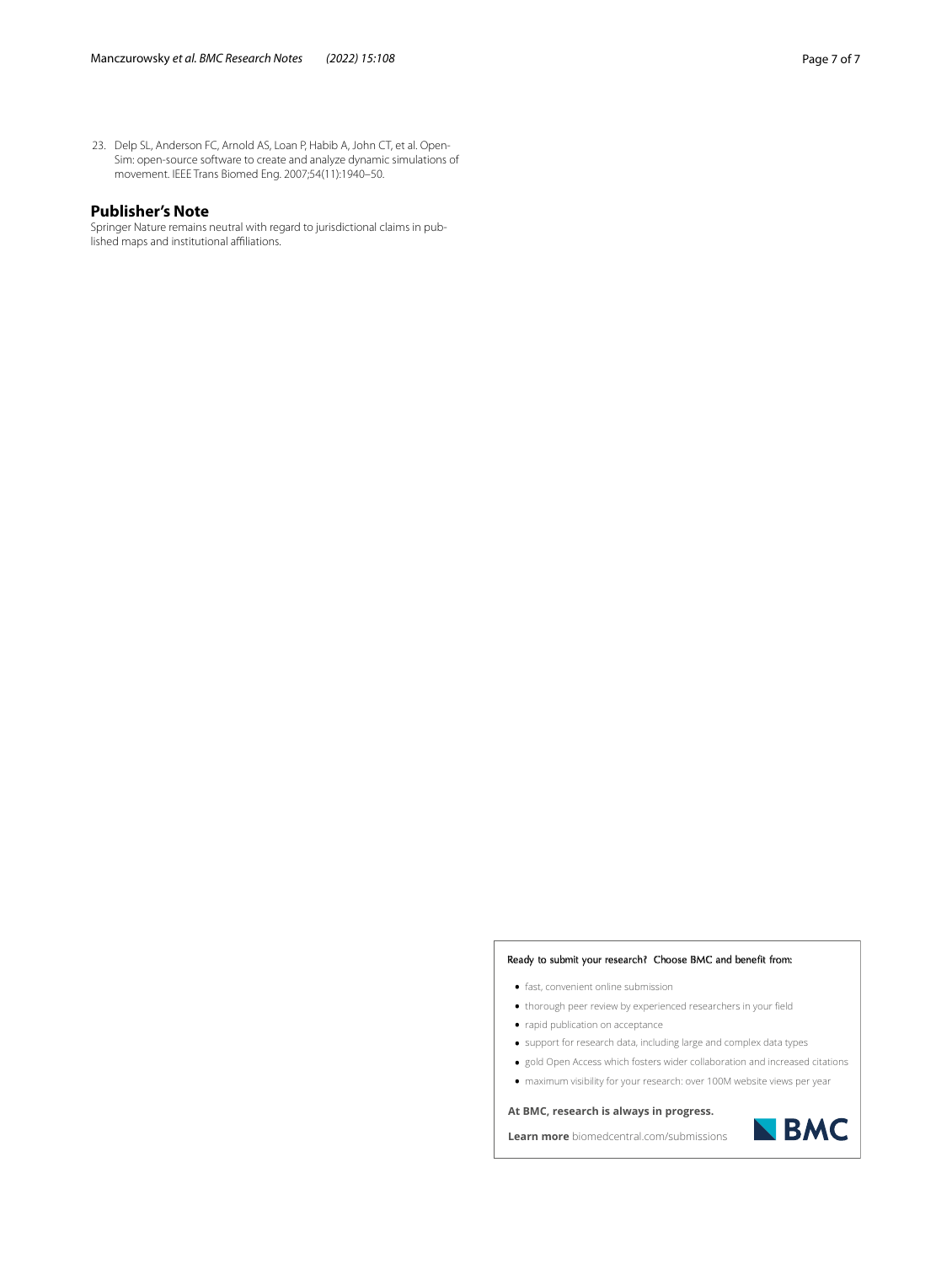23. Delp SL, Anderson FC, Arnold AS, Loan P, Habib A, John CT, et al. OpenSim: open-source software to create and analyze dynamic simulations of movement. IEEE Trans Biomed Eng. 2007;54(11):1940–50.

## Publisher's Note

Springer Nature remains neutral with regard to jurisdictional claims in published maps and institutional affiliations.

Ready to submit your research? Choose BMC and benefit from:

- fast, convenient online submission
- thorough peer review by experienced researchers in your field
- rapid publication on acceptance
- support for research data, including large and complex data types
- gold Open Access which fosters wider collaboration and increased citations
- maximum visibility for your research: over 100M website views per year

**At BMC, research is always in progress.**

**Learn more** biomedcentral.com/submissions

BMC